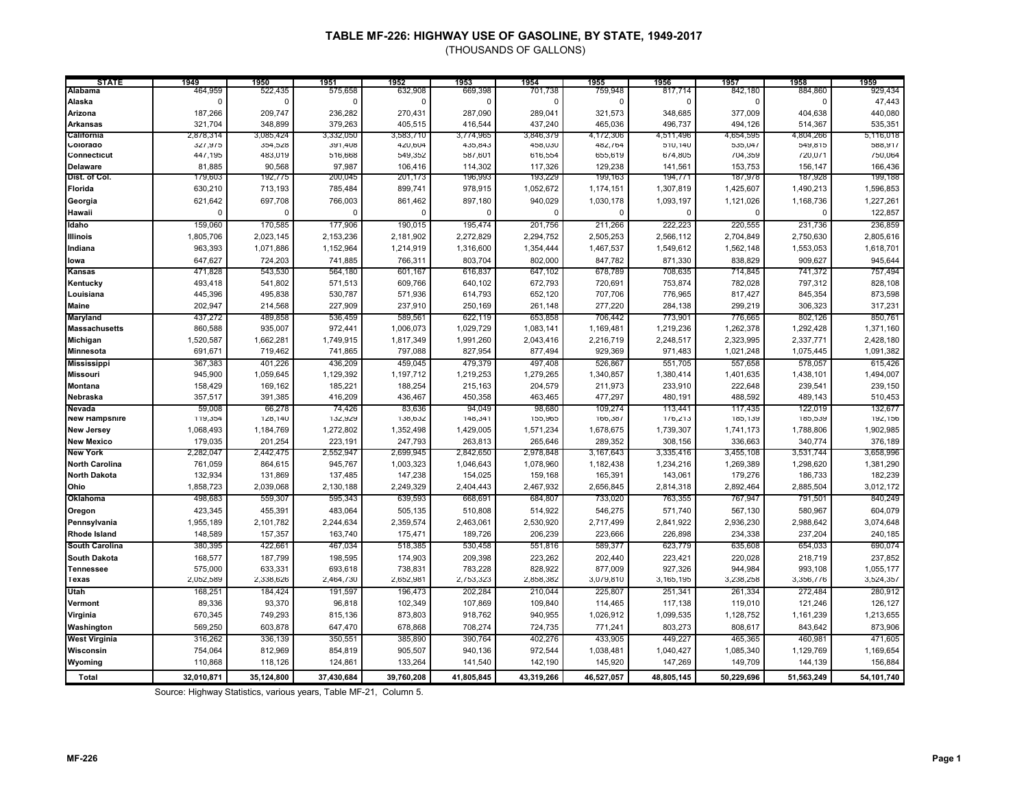# TABLE MF-226: HIGHWAY USE OF GASOLINE, BY STATE, 1949-2017

(THOUSANDS OF GALLONS)

| STATE | 1949 | 1950 | 1951 | 1952 | 1953 | 1954 | 1955 | 1956 | 1957 | 1958 | 1959 |
|---|---|---|---|---|---|---|---|---|---|---|---|
| Alabama | 464,959 | 522,435 | 575,658 | 632,908 | 669,398 | 701,738 | 759,948 | 817,714 | 842,180 | 884,860 | 929,434 |
| Alaska | 0 | 0 | 0 | 0 | 0 | 0 | 0 | 0 | 0 | 0 | 47,443 |
| Arizona | 187,266 | 209,747 | 236,282 | 270,431 | 287,090 | 289,041 | 321,573 | 348,685 | 377,009 | 404,638 | 440,080 |
| Arkansas | 321,704 | 348,899 | 379,263 | 405,515 | 416,544 | 437,240 | 465,036 | 496,737 | 494,126 | 514,367 | 535,351 |
| California | 2,878,314 | 3,085,424 | 3,332,050 | 3,583,710 | 3,774,965 | 3,846,379 | 4,172,306 | 4,511,496 | 4,654,595 | 4,804,266 | 5,116,018 |
| Colorado | 327,975 | 354,528 | 391,408 | 420,604 | 435,843 | 458,030 | 482,764 | 510,140 | 535,047 | 549,815 | 588,917 |
| Connecticut | 447,195 | 483,019 | 516,668 | 549,352 | 587,601 | 616,554 | 655,619 | 674,805 | 704,359 | 720,071 | 750,064 |
| Delaware | 81,885 | 90,568 | 97,987 | 106,416 | 114,302 | 117,326 | 129,238 | 141,561 | 153,753 | 156,147 | 166,436 |
| Dist. of Col. | 179,603 | 192,775 | 200,045 | 201,173 | 196,993 | 193,229 | 199,163 | 194,771 | 187,978 | 187,928 | 199,188 |
| Florida | 630,210 | 713,193 | 785,484 | 899,741 | 978,915 | 1,052,672 | 1,174,151 | 1,307,819 | 1,425,607 | 1,490,213 | 1,596,853 |
| Georgia | 621,642 | 697,708 | 766,003 | 861,462 | 897,180 | 940,029 | 1,030,178 | 1,093,197 | 1,121,026 | 1,168,736 | 1,227,261 |
| Hawaii | 0 | 0 | 0 | 0 | 0 | 0 | 0 | 0 | 0 | 0 | 122,857 |
| Idaho | 159,060 | 170,585 | 177,906 | 190,015 | 195,474 | 201,756 | 211,266 | 222,223 | 220,555 | 231,736 | 236,859 |
| Illinois | 1,805,706 | 2,023,145 | 2,153,236 | 2,181,902 | 2,272,829 | 2,294,752 | 2,505,253 | 2,566,112 | 2,704,849 | 2,750,630 | 2,805,616 |
| Indiana | 963,393 | 1,071,886 | 1,152,964 | 1,214,919 | 1,316,600 | 1,354,444 | 1,467,537 | 1,549,612 | 1,562,148 | 1,553,053 | 1,618,701 |
| Iowa | 647,627 | 724,203 | 741,885 | 766,311 | 803,704 | 802,000 | 847,782 | 871,330 | 838,829 | 909,627 | 945,644 |
| Kansas | 471,828 | 543,530 | 564,180 | 601,167 | 616,837 | 647,102 | 678,789 | 708,635 | 714,845 | 741,372 | 757,494 |
| Kentucky | 493,418 | 541,802 | 571,513 | 609,766 | 640,102 | 672,793 | 720,691 | 753,874 | 782,028 | 797,312 | 828,108 |
| Louisiana | 445,396 | 495,838 | 530,787 | 571,936 | 614,793 | 652,120 | 707,706 | 776,965 | 817,427 | 845,354 | 873,598 |
| Maine | 202,947 | 214,568 | 227,909 | 237,910 | 250,169 | 261,148 | 277,220 | 284,138 | 299,219 | 306,323 | 317,231 |
| Maryland | 437,272 | 489,858 | 536,459 | 589,561 | 622,119 | 653,858 | 706,442 | 773,901 | 776,665 | 802,126 | 850,761 |
| Massachusetts | 860,588 | 935,007 | 972,441 | 1,006,073 | 1,029,729 | 1,083,141 | 1,169,481 | 1,219,236 | 1,262,378 | 1,292,428 | 1,371,160 |
| Michigan | 1,520,587 | 1,662,281 | 1,749,915 | 1,817,349 | 1,991,260 | 2,043,416 | 2,216,719 | 2,248,517 | 2,323,995 | 2,337,771 | 2,428,180 |
| Minnesota | 691,671 | 719,462 | 741,865 | 797,088 | 827,954 | 877,494 | 929,369 | 971,483 | 1,021,248 | 1,075,445 | 1,091,382 |
| Mississippi | 367,383 | 401,226 | 436,209 | 459,045 | 479,379 | 497,408 | 526,867 | 551,705 | 557,658 | 578,057 | 615,426 |
| Missouri | 945,900 | 1,059,645 | 1,129,392 | 1,197,712 | 1,219,253 | 1,279,265 | 1,340,857 | 1,380,414 | 1,401,635 | 1,438,101 | 1,494,007 |
| Montana | 158,429 | 169,162 | 185,221 | 188,254 | 215,163 | 204,579 | 211,973 | 233,910 | 222,648 | 239,541 | 239,150 |
| Nebraska | 357,517 | 391,385 | 416,209 | 436,467 | 450,358 | 463,465 | 477,297 | 480,191 | 488,592 | 489,143 | 510,453 |
| Nevada | 59,008 | 66,278 | 74,426 | 83,636 | 94,049 | 98,680 | 109,274 | 113,441 | 117,435 | 122,019 | 132,677 |
| New Hampshire | 119,354 | 128,140 | 132,929 | 138,632 | 148,341 | 155,965 | 166,387 | 176,213 | 185,139 | 185,539 | 192,156 |
| New Jersey | 1,068,493 | 1,184,769 | 1,272,802 | 1,352,498 | 1,429,005 | 1,571,234 | 1,678,675 | 1,739,307 | 1,741,173 | 1,788,806 | 1,902,985 |
| New Mexico | 179,035 | 201,254 | 223,191 | 247,793 | 263,813 | 265,646 | 289,352 | 308,156 | 336,663 | 340,774 | 376,189 |
| New York | 2,282,047 | 2,442,475 | 2,552,947 | 2,699,945 | 2,842,650 | 2,978,848 | 3,167,643 | 3,335,416 | 3,455,108 | 3,531,744 | 3,658,996 |
| North Carolina | 761,059 | 864,615 | 945,767 | 1,003,323 | 1,046,643 | 1,078,960 | 1,182,438 | 1,234,216 | 1,269,389 | 1,298,620 | 1,381,290 |
| North Dakota | 132,934 | 131,869 | 137,485 | 147,238 | 154,025 | 159,168 | 165,391 | 143,061 | 179,276 | 186,733 | 182,239 |
| Ohio | 1,858,723 | 2,039,068 | 2,130,188 | 2,249,329 | 2,404,443 | 2,467,932 | 2,656,845 | 2,814,318 | 2,892,464 | 2,885,504 | 3,012,172 |
| Oklahoma | 498,683 | 559,307 | 595,343 | 639,593 | 668,691 | 684,807 | 733,020 | 763,355 | 767,947 | 791,501 | 840,249 |
| Oregon | 423,345 | 455,391 | 483,064 | 505,135 | 510,808 | 514,922 | 546,275 | 571,740 | 567,130 | 580,967 | 604,079 |
| Pennsylvania | 1,955,189 | 2,101,782 | 2,244,634 | 2,359,574 | 2,463,061 | 2,530,920 | 2,717,499 | 2,841,922 | 2,936,230 | 2,988,642 | 3,074,648 |
| Rhode Island | 148,589 | 157,357 | 163,740 | 175,471 | 189,726 | 206,239 | 223,666 | 226,898 | 234,338 | 237,204 | 240,185 |
| South Carolina | 380,395 | 422,661 | 467,034 | 518,385 | 530,458 | 551,816 | 589,377 | 623,779 | 635,608 | 654,033 | 690,074 |
| South Dakota | 168,577 | 187,799 | 198,595 | 174,903 | 209,398 | 223,262 | 202,440 | 223,421 | 220,028 | 218,719 | 237,852 |
| Tennessee | 575,000 | 633,331 | 693,618 | 738,831 | 783,228 | 828,922 | 877,009 | 927,326 | 944,984 | 993,108 | 1,055,177 |
| Texas | 2,052,589 | 2,338,626 | 2,464,730 | 2,652,981 | 2,753,323 | 2,858,382 | 3,079,810 | 3,165,195 | 3,238,258 | 3,356,776 | 3,524,357 |
| Utah | 168,251 | 184,424 | 191,597 | 196,473 | 202,284 | 210,044 | 225,807 | 251,341 | 261,334 | 272,484 | 280,912 |
| Vermont | 89,336 | 93,370 | 96,818 | 102,349 | 107,869 | 109,840 | 114,465 | 117,138 | 119,010 | 121,246 | 126,127 |
| Virginia | 670,345 | 749,293 | 815,136 | 873,803 | 918,762 | 940,955 | 1,026,912 | 1,099,535 | 1,128,752 | 1,161,239 | 1,213,655 |
| Washington | 569,250 | 603,878 | 647,470 | 678,868 | 708,274 | 724,735 | 771,241 | 803,273 | 808,617 | 843,642 | 873,906 |
| West Virginia | 316,262 | 336,139 | 350,551 | 385,890 | 390,764 | 402,276 | 433,905 | 449,227 | 465,365 | 460,981 | 471,605 |
| Wisconsin | 754,064 | 812,969 | 854,819 | 905,507 | 940,136 | 972,544 | 1,038,481 | 1,040,427 | 1,085,340 | 1,129,769 | 1,169,654 |
| Wyoming | 110,868 | 118,126 | 124,861 | 133,264 | 141,540 | 142,190 | 145,920 | 147,269 | 149,709 | 144,139 | 156,884 |
| **Total** | **32,010,871** | **35,124,800** | **37,430,684** | **39,760,208** | **41,805,845** | **43,319,266** | **46,527,057** | **48,805,145** | **50,229,696** | **51,563,249** | **54,101,740** |

Source: Highway Statistics, various years, Table MF-21, Column 5.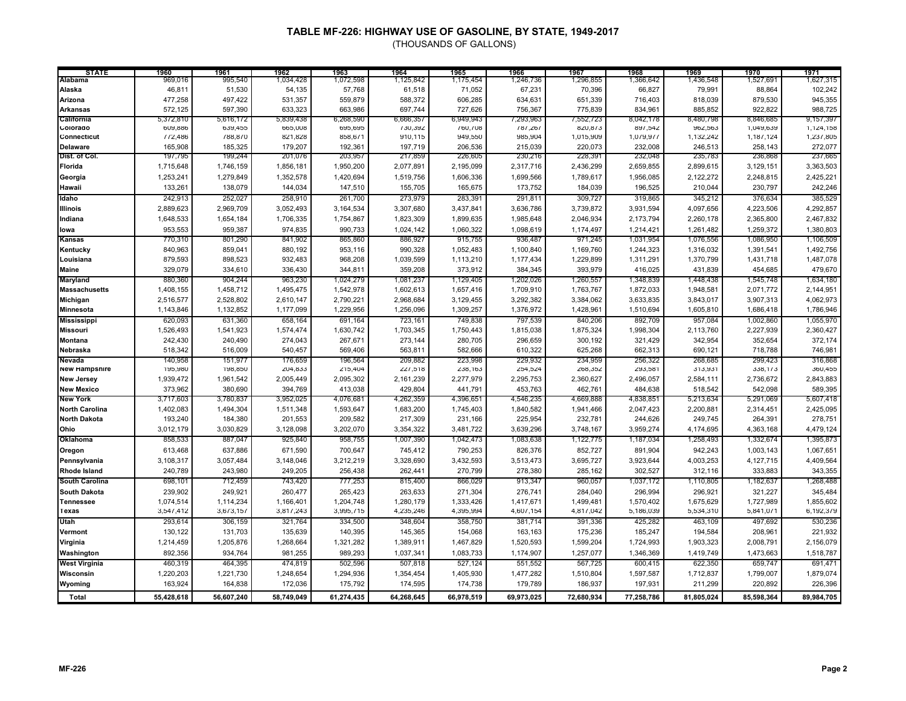# TABLE MF-226: HIGHWAY USE OF GASOLINE, BY STATE, 1949-2017

(THOUSANDS OF GALLONS)

| STATE | 1960 | 1961 | 1962 | 1963 | 1964 | 1965 | 1966 | 1967 | 1968 | 1969 | 1970 | 1971 |
|---|---|---|---|---|---|---|---|---|---|---|---|---|
| Alabama | 969,016 | 995,540 | 1,034,428 | 1,072,598 | 1,125,842 | 1,175,454 | 1,246,736 | 1,296,855 | 1,366,642 | 1,436,548 | 1,527,691 | 1,627,315 |
| Alaska | 46,811 | 51,530 | 54,135 | 57,768 | 61,518 | 71,052 | 67,231 | 70,396 | 66,827 | 79,991 | 88,864 | 102,242 |
| Arizona | 477,258 | 497,422 | 531,357 | 559,879 | 588,372 | 606,285 | 634,631 | 651,339 | 716,403 | 818,039 | 879,530 | 945,355 |
| Arkansas | 572,125 | 597,390 | 633,323 | 663,986 | 697,744 | 727,626 | 756,367 | 775,839 | 834,961 | 885,852 | 922,822 | 988,725 |
| California | 5,372,810 | 5,616,172 | 5,839,438 | 6,268,590 | 6,666,357 | 6,949,943 | 7,293,963 | 7,552,723 | 8,042,178 | 8,480,798 | 8,846,685 | 9,157,397 |
| Colorado | 609,886 | 639,455 | 665,008 | 695,695 | 730,392 | 760,708 | 787,267 | 820,873 | 897,542 | 962,563 | 1,049,639 | 1,124,158 |
| Connecticut | 772,486 | 788,870 | 821,828 | 858,671 | 910,115 | 949,550 | 985,904 | 1,015,909 | 1,079,977 | 1,132,242 | 1,187,124 | 1,237,805 |
| Delaware | 165,908 | 185,325 | 179,207 | 192,361 | 197,719 | 206,536 | 215,039 | 220,073 | 232,008 | 246,513 | 258,143 | 272,077 |
| Dist. of Col. | 197,795 | 199,244 | 201,076 | 203,957 | 217,859 | 226,605 | 230,216 | 228,391 | 232,048 | 235,783 | 236,868 | 237,665 |
| Florida | 1,715,648 | 1,746,159 | 1,856,181 | 1,950,200 | 2,077,891 | 2,195,099 | 2,317,716 | 2,436,299 | 2,659,855 | 2,899,615 | 3,129,151 | 3,363,503 |
| Georgia | 1,253,241 | 1,279,849 | 1,352,578 | 1,420,694 | 1,519,756 | 1,606,336 | 1,699,566 | 1,789,617 | 1,956,085 | 2,122,272 | 2,248,815 | 2,425,221 |
| Hawaii | 133,261 | 138,079 | 144,034 | 147,510 | 155,705 | 165,675 | 173,752 | 184,039 | 196,525 | 210,044 | 230,797 | 242,246 |
| Idaho | 242,913 | 252,027 | 258,910 | 261,700 | 273,979 | 283,391 | 291,811 | 309,727 | 319,865 | 345,212 | 376,634 | 385,529 |
| Illinois | 2,889,623 | 2,969,709 | 3,052,493 | 3,164,534 | 3,307,680 | 3,437,841 | 3,636,786 | 3,739,872 | 3,931,594 | 4,097,656 | 4,223,506 | 4,292,857 |
| Indiana | 1,648,533 | 1,654,184 | 1,706,335 | 1,754,867 | 1,823,309 | 1,899,635 | 1,985,648 | 2,046,934 | 2,173,794 | 2,260,178 | 2,365,800 | 2,467,832 |
| Iowa | 953,553 | 959,387 | 974,835 | 990,733 | 1,024,142 | 1,060,322 | 1,098,619 | 1,174,497 | 1,214,421 | 1,261,482 | 1,259,372 | 1,380,803 |
| Kansas | 770,310 | 801,290 | 841,902 | 865,860 | 886,927 | 915,755 | 936,487 | 971,245 | 1,031,954 | 1,076,556 | 1,086,950 | 1,106,509 |
| Kentucky | 840,963 | 859,041 | 880,192 | 953,116 | 990,328 | 1,052,483 | 1,100,840 | 1,169,760 | 1,244,323 | 1,316,032 | 1,391,541 | 1,492,756 |
| Louisiana | 879,593 | 898,523 | 932,483 | 968,208 | 1,039,599 | 1,113,210 | 1,177,434 | 1,229,899 | 1,311,291 | 1,370,799 | 1,431,718 | 1,487,078 |
| Maine | 329,079 | 334,610 | 336,430 | 344,811 | 359,208 | 373,912 | 384,345 | 393,979 | 416,025 | 431,839 | 454,685 | 479,670 |
| Maryland | 880,360 | 904,244 | 963,230 | 1,024,279 | 1,081,237 | 1,129,405 | 1,202,026 | 1,260,557 | 1,348,839 | 1,448,438 | 1,545,748 | 1,634,180 |
| Massachusetts | 1,408,155 | 1,458,712 | 1,495,475 | 1,542,978 | 1,602,613 | 1,657,416 | 1,709,910 | 1,763,767 | 1,872,033 | 1,948,581 | 2,071,772 | 2,144,951 |
| Michigan | 2,516,577 | 2,528,802 | 2,610,147 | 2,790,221 | 2,968,684 | 3,129,455 | 3,292,382 | 3,384,062 | 3,633,835 | 3,843,017 | 3,907,313 | 4,062,973 |
| Minnesota | 1,143,846 | 1,132,852 | 1,177,099 | 1,229,956 | 1,256,096 | 1,309,257 | 1,376,972 | 1,428,961 | 1,510,694 | 1,605,810 | 1,686,418 | 1,786,946 |
| Mississippi | 620,093 | 631,360 | 658,164 | 691,164 | 723,161 | 749,838 | 797,539 | 840,206 | 892,709 | 957,084 | 1,002,860 | 1,055,970 |
| Missouri | 1,526,493 | 1,541,923 | 1,574,474 | 1,630,742 | 1,703,345 | 1,750,443 | 1,815,038 | 1,875,324 | 1,998,304 | 2,113,760 | 2,227,939 | 2,360,427 |
| Montana | 242,430 | 240,490 | 274,043 | 267,671 | 273,144 | 280,705 | 296,659 | 300,192 | 321,429 | 342,954 | 352,654 | 372,174 |
| Nebraska | 518,342 | 516,009 | 540,457 | 569,406 | 563,811 | 582,666 | 610,322 | 625,268 | 662,313 | 690,121 | 718,788 | 746,981 |
| Nevada | 140,958 | 151,977 | 176,659 | 196,564 | 209,882 | 223,998 | 229,932 | 234,959 | 256,322 | 268,685 | 299,423 | 316,868 |
| New Hampshire | 195,980 | 198,850 | 204,833 | 215,404 | 227,518 | 238,163 | 254,524 | 268,352 | 293,581 | 313,931 | 338,173 | 360,455 |
| New Jersey | 1,939,472 | 1,961,542 | 2,005,449 | 2,095,302 | 2,161,239 | 2,277,979 | 2,295,753 | 2,360,627 | 2,496,057 | 2,584,111 | 2,736,672 | 2,843,883 |
| New Mexico | 373,962 | 380,690 | 394,769 | 413,038 | 429,804 | 441,791 | 453,763 | 462,761 | 484,638 | 518,542 | 542,098 | 589,395 |
| New York | 3,717,603 | 3,780,837 | 3,952,025 | 4,076,681 | 4,262,359 | 4,396,651 | 4,546,235 | 4,669,888 | 4,838,851 | 5,213,634 | 5,291,069 | 5,607,418 |
| North Carolina | 1,402,083 | 1,494,304 | 1,511,348 | 1,593,647 | 1,683,200 | 1,745,403 | 1,840,582 | 1,941,466 | 2,047,423 | 2,200,881 | 2,314,451 | 2,425,095 |
| North Dakota | 193,240 | 184,380 | 201,553 | 209,582 | 217,309 | 231,166 | 225,954 | 232,781 | 244,626 | 249,745 | 264,391 | 278,751 |
| Ohio | 3,012,179 | 3,030,829 | 3,128,098 | 3,202,070 | 3,354,322 | 3,481,722 | 3,639,296 | 3,748,167 | 3,959,274 | 4,174,695 | 4,363,168 | 4,479,124 |
| Oklahoma | 858,533 | 887,047 | 925,840 | 958,755 | 1,007,390 | 1,042,473 | 1,083,638 | 1,122,775 | 1,187,034 | 1,258,493 | 1,332,674 | 1,395,873 |
| Oregon | 613,468 | 637,886 | 671,590 | 700,647 | 745,412 | 790,253 | 826,376 | 852,727 | 891,904 | 942,243 | 1,003,143 | 1,067,651 |
| Pennsylvania | 3,108,317 | 3,057,484 | 3,148,046 | 3,212,219 | 3,328,690 | 3,432,593 | 3,513,473 | 3,695,727 | 3,923,644 | 4,003,253 | 4,127,715 | 4,409,564 |
| Rhode Island | 240,789 | 243,980 | 249,205 | 256,438 | 262,441 | 270,799 | 278,380 | 285,162 | 302,527 | 312,116 | 333,883 | 343,355 |
| South Carolina | 698,101 | 712,459 | 743,420 | 777,253 | 815,400 | 866,029 | 913,347 | 960,057 | 1,037,172 | 1,110,805 | 1,182,637 | 1,268,488 |
| South Dakota | 239,902 | 249,921 | 260,477 | 265,423 | 263,633 | 271,304 | 276,741 | 284,040 | 296,994 | 296,921 | 321,227 | 345,484 |
| Tennessee | 1,074,514 | 1,114,234 | 1,166,401 | 1,204,748 | 1,280,179 | 1,333,426 | 1,417,671 | 1,499,481 | 1,570,402 | 1,675,629 | 1,727,989 | 1,855,602 |
| Texas | 3,547,412 | 3,673,157 | 3,817,243 | 3,995,715 | 4,235,246 | 4,395,994 | 4,607,154 | 4,817,042 | 5,186,039 | 5,534,310 | 5,841,071 | 6,192,379 |
| Utah | 293,614 | 306,159 | 321,764 | 334,500 | 348,604 | 358,750 | 381,714 | 391,336 | 425,282 | 463,109 | 497,692 | 530,236 |
| Vermont | 130,122 | 131,703 | 135,639 | 140,395 | 145,365 | 154,068 | 163,163 | 175,236 | 185,247 | 194,584 | 208,961 | 221,932 |
| Virginia | 1,214,459 | 1,205,876 | 1,268,664 | 1,321,282 | 1,389,911 | 1,467,829 | 1,520,593 | 1,599,204 | 1,724,993 | 1,903,323 | 2,008,791 | 2,156,079 |
| Washington | 892,356 | 934,764 | 981,255 | 989,293 | 1,037,341 | 1,083,733 | 1,174,907 | 1,257,077 | 1,346,369 | 1,419,749 | 1,473,663 | 1,518,787 |
| West Virginia | 460,319 | 464,395 | 474,819 | 502,596 | 507,818 | 527,124 | 551,552 | 567,725 | 600,415 | 622,350 | 659,747 | 691,471 |
| Wisconsin | 1,220,203 | 1,221,730 | 1,248,654 | 1,294,936 | 1,354,454 | 1,405,930 | 1,477,282 | 1,510,804 | 1,597,587 | 1,712,837 | 1,799,007 | 1,879,074 |
| Wyoming | 163,924 | 164,838 | 172,036 | 175,792 | 174,595 | 174,738 | 179,789 | 186,937 | 197,931 | 211,299 | 220,892 | 226,396 |
| **Total** | **55,428,618** | **56,607,240** | **58,749,049** | **61,274,435** | **64,268,645** | **66,978,519** | **69,973,025** | **72,680,934** | **77,258,786** | **81,805,024** | **85,598,364** | **89,984,705** |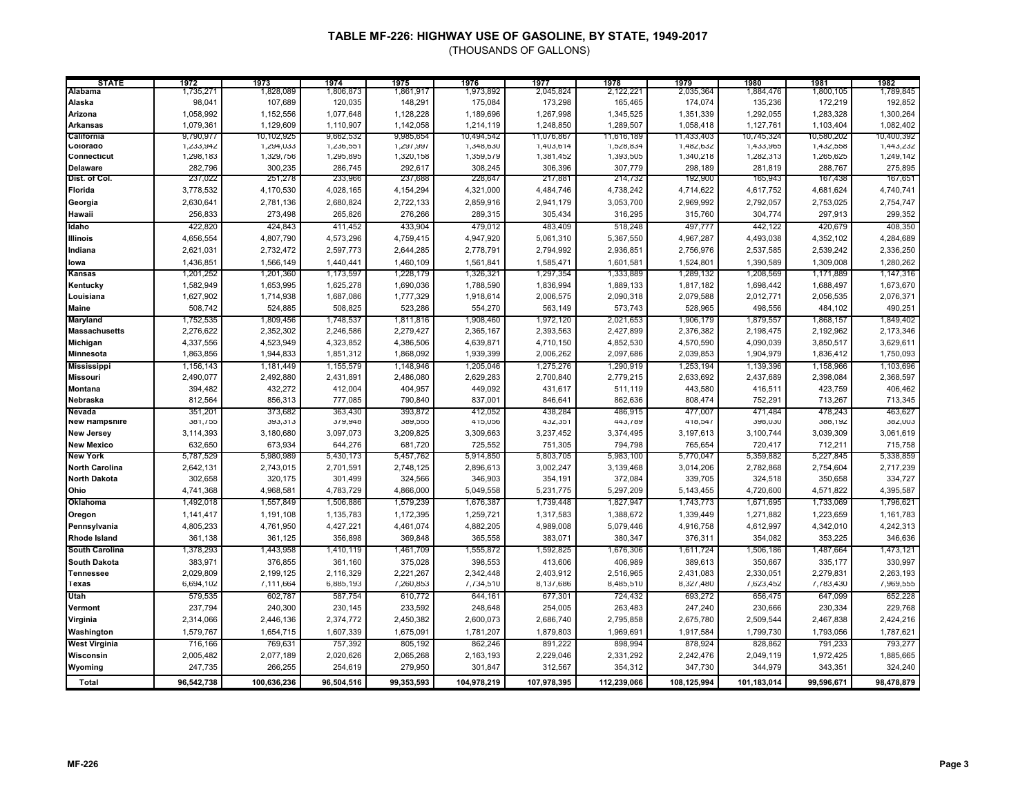# TABLE MF-226: HIGHWAY USE OF GASOLINE, BY STATE, 1949-2017

(THOUSANDS OF GALLONS)

| STATE | 1972 | 1973 | 1974 | 1975 | 1976 | 1977 | 1978 | 1979 | 1980 | 1981 | 1982 |
|---|---|---|---|---|---|---|---|---|---|---|---|
| Alabama | 1,735,271 | 1,828,089 | 1,806,873 | 1,861,917 | 1,973,892 | 2,045,824 | 2,122,221 | 2,035,364 | 1,884,476 | 1,800,105 | 1,789,845 |
| Alaska | 98,041 | 107,689 | 120,035 | 148,291 | 175,084 | 173,298 | 165,465 | 174,074 | 135,236 | 172,219 | 192,852 |
| Arizona | 1,058,992 | 1,152,556 | 1,077,648 | 1,128,228 | 1,189,696 | 1,267,998 | 1,345,525 | 1,351,339 | 1,292,055 | 1,283,328 | 1,300,264 |
| Arkansas | 1,079,361 | 1,129,609 | 1,110,907 | 1,142,058 | 1,214,119 | 1,248,850 | 1,289,507 | 1,058,418 | 1,127,761 | 1,103,404 | 1,082,402 |
| California | 9,790,977 | 10,102,925 | 9,662,532 | 9,985,654 | 10,494,542 | 11,076,867 | 11,616,189 | 11,433,403 | 10,745,324 | 10,580,202 | 10,400,392 |
| Colorado | 1,233,942 | 1,294,033 | 1,236,551 | 1,297,997 | 1,348,630 | 1,403,614 | 1,528,834 | 1,482,632 | 1,433,965 | 1,432,558 | 1,443,232 |
| Connecticut | 1,298,183 | 1,329,756 | 1,295,895 | 1,320,158 | 1,359,579 | 1,381,452 | 1,393,505 | 1,340,218 | 1,282,313 | 1,265,625 | 1,249,142 |
| Delaware | 282,796 | 300,235 | 286,745 | 292,617 | 308,245 | 306,396 | 307,779 | 298,189 | 281,819 | 288,767 | 275,895 |
| Dist. of Col. | 237,022 | 251,278 | 233,966 | 237,688 | 228,647 | 217,881 | 214,732 | 192,900 | 165,943 | 167,438 | 167,651 |
| Florida | 3,778,532 | 4,170,530 | 4,028,165 | 4,154,294 | 4,321,000 | 4,484,746 | 4,738,242 | 4,714,622 | 4,617,752 | 4,681,624 | 4,740,741 |
| Georgia | 2,630,641 | 2,781,136 | 2,680,824 | 2,722,133 | 2,859,916 | 2,941,179 | 3,053,700 | 2,969,992 | 2,792,057 | 2,753,025 | 2,754,747 |
| Hawaii | 256,833 | 273,498 | 265,826 | 276,266 | 289,315 | 305,434 | 316,295 | 315,760 | 304,774 | 297,913 | 299,352 |
| Idaho | 422,820 | 424,843 | 411,452 | 433,904 | 479,012 | 483,409 | 518,248 | 497,777 | 442,122 | 420,679 | 408,350 |
| Illinois | 4,656,554 | 4,807,790 | 4,573,296 | 4,759,415 | 4,947,920 | 5,061,310 | 5,367,550 | 4,967,287 | 4,493,038 | 4,352,102 | 4,284,689 |
| Indiana | 2,621,031 | 2,732,472 | 2,597,773 | 2,644,285 | 2,778,791 | 2,794,992 | 2,936,851 | 2,756,976 | 2,537,585 | 2,539,242 | 2,336,250 |
| Iowa | 1,436,851 | 1,566,149 | 1,440,441 | 1,460,109 | 1,561,841 | 1,585,471 | 1,601,581 | 1,524,801 | 1,390,589 | 1,309,008 | 1,280,262 |
| Kansas | 1,201,252 | 1,201,360 | 1,173,597 | 1,228,179 | 1,326,321 | 1,297,354 | 1,333,889 | 1,289,132 | 1,208,569 | 1,171,889 | 1,147,316 |
| Kentucky | 1,582,949 | 1,653,995 | 1,625,278 | 1,690,036 | 1,788,590 | 1,836,994 | 1,889,133 | 1,817,182 | 1,698,442 | 1,688,497 | 1,673,670 |
| Louisiana | 1,627,902 | 1,714,938 | 1,687,086 | 1,777,329 | 1,918,614 | 2,006,575 | 2,090,318 | 2,079,588 | 2,012,771 | 2,056,535 | 2,076,371 |
| Maine | 508,742 | 524,885 | 508,825 | 523,286 | 554,270 | 563,149 | 573,743 | 528,965 | 498,556 | 484,102 | 490,251 |
| Maryland | 1,752,535 | 1,809,456 | 1,748,537 | 1,811,816 | 1,908,460 | 1,972,120 | 2,021,653 | 1,906,179 | 1,879,557 | 1,868,157 | 1,849,402 |
| Massachusetts | 2,276,622 | 2,352,302 | 2,246,586 | 2,279,427 | 2,365,167 | 2,393,563 | 2,427,899 | 2,376,382 | 2,198,475 | 2,192,962 | 2,173,346 |
| Michigan | 4,337,556 | 4,523,949 | 4,323,852 | 4,386,506 | 4,639,871 | 4,710,150 | 4,852,530 | 4,570,590 | 4,090,039 | 3,850,517 | 3,629,611 |
| Minnesota | 1,863,856 | 1,944,833 | 1,851,312 | 1,868,092 | 1,939,399 | 2,006,262 | 2,097,686 | 2,039,853 | 1,904,979 | 1,836,412 | 1,750,093 |
| Mississippi | 1,156,143 | 1,181,449 | 1,155,579 | 1,148,946 | 1,205,046 | 1,275,276 | 1,290,919 | 1,253,194 | 1,139,396 | 1,158,966 | 1,103,696 |
| Missouri | 2,490,077 | 2,492,880 | 2,431,891 | 2,486,080 | 2,629,283 | 2,700,840 | 2,779,215 | 2,633,692 | 2,437,689 | 2,398,084 | 2,368,597 |
| Montana | 394,482 | 432,272 | 412,004 | 404,957 | 449,092 | 431,617 | 511,119 | 443,580 | 416,511 | 423,759 | 406,462 |
| Nebraska | 812,564 | 856,313 | 777,085 | 790,840 | 837,001 | 846,641 | 862,636 | 808,474 | 752,291 | 713,267 | 713,345 |
| Nevada | 351,201 | 373,682 | 363,430 | 393,872 | 412,052 | 438,284 | 486,915 | 477,007 | 471,484 | 478,243 | 463,627 |
| New Hampshire | 381,755 | 393,313 | 379,948 | 389,555 | 415,056 | 432,351 | 443,789 | 418,547 | 398,030 | 388,192 | 382,003 |
| New Jersey | 3,114,393 | 3,180,680 | 3,097,073 | 3,209,825 | 3,309,663 | 3,237,452 | 3,374,495 | 3,197,613 | 3,100,744 | 3,039,309 | 3,061,619 |
| New Mexico | 632,650 | 673,934 | 644,276 | 681,720 | 725,552 | 751,305 | 794,798 | 765,654 | 720,417 | 712,211 | 715,758 |
| New York | 5,787,529 | 5,980,989 | 5,430,173 | 5,457,762 | 5,914,850 | 5,803,705 | 5,983,100 | 5,770,047 | 5,359,882 | 5,227,845 | 5,338,859 |
| North Carolina | 2,642,131 | 2,743,015 | 2,701,591 | 2,748,125 | 2,896,613 | 3,002,247 | 3,139,468 | 3,014,206 | 2,782,868 | 2,754,604 | 2,717,239 |
| North Dakota | 302,658 | 320,175 | 301,499 | 324,566 | 346,903 | 354,191 | 372,084 | 339,705 | 324,518 | 350,658 | 334,727 |
| Ohio | 4,741,368 | 4,968,581 | 4,783,729 | 4,866,000 | 5,049,558 | 5,231,775 | 5,297,209 | 5,143,455 | 4,720,600 | 4,571,822 | 4,395,587 |
| Oklahoma | 1,492,018 | 1,557,849 | 1,506,886 | 1,579,239 | 1,676,387 | 1,739,448 | 1,827,947 | 1,743,773 | 1,671,695 | 1,733,069 | 1,796,621 |
| Oregon | 1,141,417 | 1,191,108 | 1,135,783 | 1,172,395 | 1,259,721 | 1,317,583 | 1,388,672 | 1,339,449 | 1,271,882 | 1,223,659 | 1,161,783 |
| Pennsylvania | 4,805,233 | 4,761,950 | 4,427,221 | 4,461,074 | 4,882,205 | 4,989,008 | 5,079,446 | 4,916,758 | 4,612,997 | 4,342,010 | 4,242,313 |
| Rhode Island | 361,138 | 361,125 | 356,898 | 369,848 | 365,558 | 383,071 | 380,347 | 376,311 | 354,082 | 353,225 | 346,636 |
| South Carolina | 1,378,293 | 1,443,958 | 1,410,119 | 1,461,709 | 1,555,872 | 1,592,825 | 1,676,306 | 1,611,724 | 1,506,186 | 1,487,664 | 1,473,121 |
| South Dakota | 383,971 | 376,855 | 361,160 | 375,028 | 398,553 | 413,606 | 406,989 | 389,613 | 350,667 | 335,177 | 330,997 |
| Tennessee | 2,029,809 | 2,199,125 | 2,116,329 | 2,221,267 | 2,342,448 | 2,403,912 | 2,516,965 | 2,431,083 | 2,330,051 | 2,279,831 | 2,263,193 |
| Texas | 6,694,102 | 7,111,664 | 6,885,193 | 7,260,853 | 7,734,510 | 8,137,686 | 8,485,510 | 8,327,480 | 7,623,452 | 7,783,430 | 7,969,555 |
| Utah | 579,535 | 602,787 | 587,754 | 610,772 | 644,161 | 677,301 | 724,432 | 693,272 | 656,475 | 647,099 | 652,228 |
| Vermont | 237,794 | 240,300 | 230,145 | 233,592 | 248,648 | 254,005 | 263,483 | 247,240 | 230,666 | 230,334 | 229,768 |
| Virginia | 2,314,066 | 2,446,136 | 2,374,772 | 2,450,382 | 2,600,073 | 2,686,740 | 2,795,858 | 2,675,780 | 2,509,544 | 2,467,838 | 2,424,216 |
| Washington | 1,579,767 | 1,654,715 | 1,607,339 | 1,675,091 | 1,781,207 | 1,879,803 | 1,969,691 | 1,917,584 | 1,799,730 | 1,793,056 | 1,787,621 |
| West Virginia | 716,166 | 769,631 | 757,392 | 805,192 | 862,246 | 891,222 | 898,994 | 878,924 | 828,862 | 791,233 | 793,277 |
| Wisconsin | 2,005,482 | 2,077,189 | 2,020,626 | 2,065,268 | 2,163,193 | 2,229,046 | 2,331,292 | 2,242,476 | 2,049,119 | 1,972,425 | 1,885,665 |
| Wyoming | 247,735 | 266,255 | 254,619 | 279,950 | 301,847 | 312,567 | 354,312 | 347,730 | 344,979 | 343,351 | 324,240 |
| **Total** | **96,542,738** | **100,636,236** | **96,504,516** | **99,353,593** | **104,978,219** | **107,978,395** | **112,239,066** | **108,125,994** | **101,183,014** | **99,596,671** | **98,478,879** |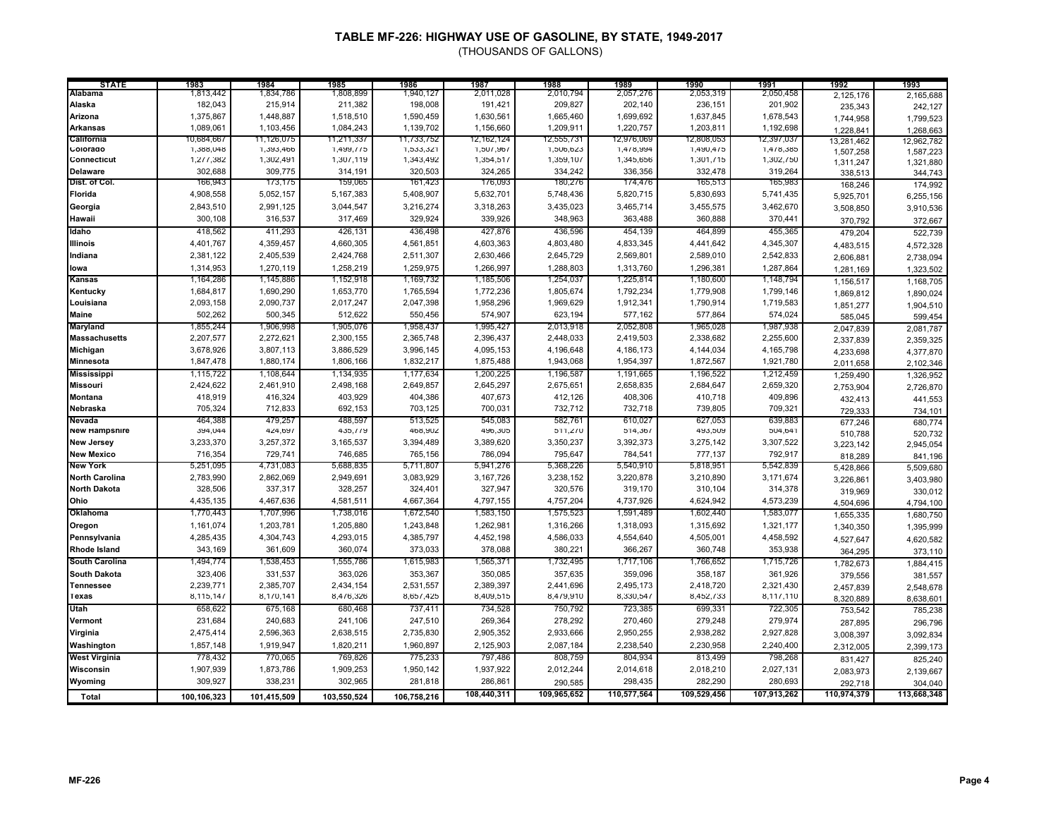# TABLE MF-226: HIGHWAY USE OF GASOLINE, BY STATE, 1949-2017

(THOUSANDS OF GALLONS)

| STATE | 1983 | 1984 | 1985 | 1986 | 1987 | 1988 | 1989 | 1990 | 1991 | 1992 | 1993 |
|---|---|---|---|---|---|---|---|---|---|---|---|
| Alabama | 1,813,442 | 1,834,786 | 1,808,899 | 1,940,127 | 2,011,028 | 2,010,794 | 2,057,276 | 2,053,319 | 2,050,458 | 2,125,176 | 2,165,688 |
| Alaska | 182,043 | 215,914 | 211,382 | 198,008 | 191,421 | 209,827 | 202,140 | 236,151 | 201,902 | 235,343 | 242,127 |
| Arizona | 1,375,867 | 1,448,887 | 1,518,510 | 1,590,459 | 1,630,561 | 1,665,460 | 1,699,692 | 1,637,845 | 1,678,543 | 1,744,958 | 1,799,523 |
| Arkansas | 1,089,061 | 1,103,456 | 1,084,243 | 1,139,702 | 1,156,660 | 1,209,911 | 1,220,757 | 1,203,811 | 1,192,698 | 1,228,841 | 1,268,663 |
| California | 10,684,667 | 11,126,075 | 11,211,337 | 11,733,752 | 12,162,124 | 12,555,731 | 12,976,069 | 12,808,053 | 12,397,037 | 13,281,462 | 12,962,782 |
| Colorado | 1,388,048 | 1,393,466 | 1,499,775 | 1,533,321 | 1,507,967 | 1,506,623 | 1,478,994 | 1,490,475 | 1,478,385 | 1,507,258 | 1,587,223 |
| Connecticut | 1,277,382 | 1,302,491 | 1,307,119 | 1,343,492 | 1,354,517 | 1,359,107 | 1,345,656 | 1,301,715 | 1,302,750 | 1,311,247 | 1,321,880 |
| Delaware | 302,688 | 309,775 | 314,191 | 320,503 | 324,265 | 334,242 | 336,356 | 332,478 | 319,264 | 338,513 | 344,743 |
| Dist. of Col. | 166,943 | 173,175 | 159,065 | 161,423 | 176,093 | 180,276 | 174,476 | 165,513 | 165,983 | 168,246 | 174,992 |
| Florida | 4,908,558 | 5,052,157 | 5,167,383 | 5,408,907 | 5,632,701 | 5,748,436 | 5,820,715 | 5,830,693 | 5,741,435 | 5,925,701 | 6,255,156 |
| Georgia | 2,843,510 | 2,991,125 | 3,044,547 | 3,216,274 | 3,318,263 | 3,435,023 | 3,465,714 | 3,455,575 | 3,462,670 | 3,508,850 | 3,910,536 |
| Hawaii | 300,108 | 316,537 | 317,469 | 329,924 | 339,926 | 348,963 | 363,488 | 360,888 | 370,441 | 370,792 | 372,667 |
| Idaho | 418,562 | 411,293 | 426,131 | 436,498 | 427,876 | 436,596 | 454,139 | 464,899 | 455,365 | 479,204 | 522,739 |
| Illinois | 4,401,767 | 4,359,457 | 4,660,305 | 4,561,851 | 4,603,363 | 4,803,480 | 4,833,345 | 4,441,642 | 4,345,307 | 4,483,515 | 4,572,328 |
| Indiana | 2,381,122 | 2,405,539 | 2,424,768 | 2,511,307 | 2,630,466 | 2,645,729 | 2,569,801 | 2,589,010 | 2,542,833 | 2,606,881 | 2,738,094 |
| Iowa | 1,314,953 | 1,270,119 | 1,258,219 | 1,259,975 | 1,266,997 | 1,288,803 | 1,313,760 | 1,296,381 | 1,287,864 | 1,281,169 | 1,323,502 |
| Kansas | 1,164,286 | 1,145,886 | 1,152,918 | 1,169,732 | 1,185,506 | 1,254,037 | 1,225,814 | 1,180,600 | 1,148,794 | 1,156,517 | 1,168,705 |
| Kentucky | 1,684,817 | 1,690,290 | 1,653,770 | 1,765,594 | 1,772,236 | 1,805,674 | 1,792,234 | 1,779,908 | 1,799,146 | 1,869,812 | 1,890,024 |
| Louisiana | 2,093,158 | 2,090,737 | 2,017,247 | 2,047,398 | 1,958,296 | 1,969,629 | 1,912,341 | 1,790,914 | 1,719,583 | 1,851,277 | 1,904,510 |
| Maine | 502,262 | 500,345 | 512,622 | 550,456 | 574,907 | 623,194 | 577,162 | 577,864 | 574,024 | 585,045 | 599,454 |
| Maryland | 1,855,244 | 1,906,998 | 1,905,076 | 1,958,437 | 1,995,427 | 2,013,918 | 2,052,808 | 1,965,028 | 1,987,938 | 2,047,839 | 2,081,787 |
| Massachusetts | 2,207,577 | 2,272,621 | 2,300,155 | 2,365,748 | 2,396,437 | 2,448,033 | 2,419,503 | 2,338,682 | 2,255,600 | 2,337,839 | 2,359,325 |
| Michigan | 3,678,926 | 3,807,113 | 3,886,529 | 3,996,145 | 4,095,153 | 4,196,648 | 4,186,173 | 4,144,034 | 4,165,798 | 4,233,698 | 4,377,870 |
| Minnesota | 1,847,478 | 1,880,174 | 1,806,166 | 1,832,217 | 1,875,488 | 1,943,068 | 1,954,397 | 1,872,567 | 1,921,780 | 2,011,658 | 2,102,346 |
| Mississippi | 1,115,722 | 1,108,644 | 1,134,935 | 1,177,634 | 1,200,225 | 1,196,587 | 1,191,665 | 1,196,522 | 1,212,459 | 1,259,490 | 1,326,952 |
| Missouri | 2,424,622 | 2,461,910 | 2,498,168 | 2,649,857 | 2,645,297 | 2,675,651 | 2,658,835 | 2,684,647 | 2,659,320 | 2,753,904 | 2,726,870 |
| Montana | 418,919 | 416,324 | 403,929 | 404,386 | 407,673 | 412,126 | 408,306 | 410,718 | 409,896 | 432,413 | 441,553 |
| Nebraska | 705,324 | 712,833 | 692,153 | 703,125 | 700,031 | 732,712 | 732,718 | 739,805 | 709,321 | 729,333 | 734,101 |
| Nevada | 464,388 | 479,257 | 488,597 | 513,525 | 545,083 | 582,761 | 610,027 | 627,053 | 639,883 | 677,246 | 680,774 |
| New Hampshire | 394,044 | 424,697 | 435,779 | 468,902 | 496,305 | 511,270 | 514,367 | 493,509 | 504,641 | 510,788 | 520,732 |
| New Jersey | 3,233,370 | 3,257,372 | 3,165,537 | 3,394,489 | 3,389,620 | 3,350,237 | 3,392,373 | 3,275,142 | 3,307,522 | 3,223,142 | 2,945,054 |
| New Mexico | 716,354 | 729,741 | 746,685 | 765,156 | 786,094 | 795,647 | 784,541 | 777,137 | 792,917 | 818,289 | 841,196 |
| New York | 5,251,095 | 4,731,083 | 5,688,835 | 5,711,807 | 5,941,276 | 5,368,226 | 5,540,910 | 5,818,951 | 5,542,839 | 5,428,866 | 5,509,680 |
| North Carolina | 2,783,990 | 2,862,069 | 2,949,691 | 3,083,929 | 3,167,726 | 3,238,152 | 3,220,878 | 3,210,890 | 3,171,674 | 3,226,861 | 3,403,980 |
| North Dakota | 328,506 | 337,317 | 328,257 | 324,401 | 327,947 | 320,576 | 319,170 | 310,104 | 314,378 | 319,969 | 330,012 |
| Ohio | 4,435,135 | 4,467,636 | 4,581,511 | 4,667,364 | 4,797,155 | 4,757,204 | 4,737,926 | 4,624,942 | 4,573,239 | 4,504,696 | 4,794,100 |
| Oklahoma | 1,770,443 | 1,707,996 | 1,738,016 | 1,672,540 | 1,583,150 | 1,575,523 | 1,591,489 | 1,602,440 | 1,583,077 | 1,655,335 | 1,680,750 |
| Oregon | 1,161,074 | 1,203,781 | 1,205,880 | 1,243,848 | 1,262,981 | 1,316,266 | 1,318,093 | 1,315,692 | 1,321,177 | 1,340,350 | 1,395,999 |
| Pennsylvania | 4,285,435 | 4,304,743 | 4,293,015 | 4,385,797 | 4,452,198 | 4,586,033 | 4,554,640 | 4,505,001 | 4,458,592 | 4,527,647 | 4,620,582 |
| Rhode Island | 343,169 | 361,609 | 360,074 | 373,033 | 378,088 | 380,221 | 366,267 | 360,748 | 353,938 | 364,295 | 373,110 |
| South Carolina | 1,494,774 | 1,538,453 | 1,555,786 | 1,615,983 | 1,565,371 | 1,732,495 | 1,717,106 | 1,766,652 | 1,715,726 | 1,782,673 | 1,884,415 |
| South Dakota | 323,406 | 331,537 | 363,026 | 353,367 | 350,085 | 357,635 | 359,096 | 358,187 | 361,926 | 379,556 | 381,557 |
| Tennessee | 2,239,771 | 2,385,707 | 2,434,154 | 2,531,557 | 2,389,397 | 2,441,696 | 2,495,173 | 2,418,720 | 2,321,430 | 2,457,839 | 2,548,678 |
| Texas | 8,115,147 | 8,170,141 | 8,476,326 | 8,657,425 | 8,409,515 | 8,479,910 | 8,330,547 | 8,452,733 | 8,117,110 | 8,320,889 | 8,638,601 |
| Utah | 658,622 | 675,168 | 680,468 | 737,411 | 734,528 | 750,792 | 723,385 | 699,331 | 722,305 | 753,542 | 785,238 |
| Vermont | 231,684 | 240,683 | 241,106 | 247,510 | 269,364 | 278,292 | 270,460 | 279,248 | 279,974 | 287,895 | 296,796 |
| Virginia | 2,475,414 | 2,596,363 | 2,638,515 | 2,735,830 | 2,905,352 | 2,933,666 | 2,950,255 | 2,938,282 | 2,927,828 | 3,008,397 | 3,092,834 |
| Washington | 1,857,148 | 1,919,947 | 1,820,211 | 1,960,897 | 2,125,903 | 2,087,184 | 2,238,540 | 2,230,958 | 2,240,400 | 2,312,005 | 2,399,173 |
| West Virginia | 778,432 | 770,065 | 769,826 | 775,233 | 797,486 | 808,759 | 804,934 | 813,499 | 798,268 | 831,427 | 825,240 |
| Wisconsin | 1,907,939 | 1,873,786 | 1,909,253 | 1,950,142 | 1,937,922 | 2,012,244 | 2,014,618 | 2,018,210 | 2,027,131 | 2,083,973 | 2,139,667 |
| Wyoming | 309,927 | 338,231 | 302,965 | 281,818 | 286,861 | 290,585 | 298,435 | 282,290 | 280,693 | 292,718 | 304,040 |
| **Total** | **100,106,323** | **101,415,509** | **103,550,524** | **106,758,216** | **108,440,311** | **109,965,652** | **110,577,564** | **109,529,456** | **107,913,262** | **110,974,379** | **113,668,348** |

MF-226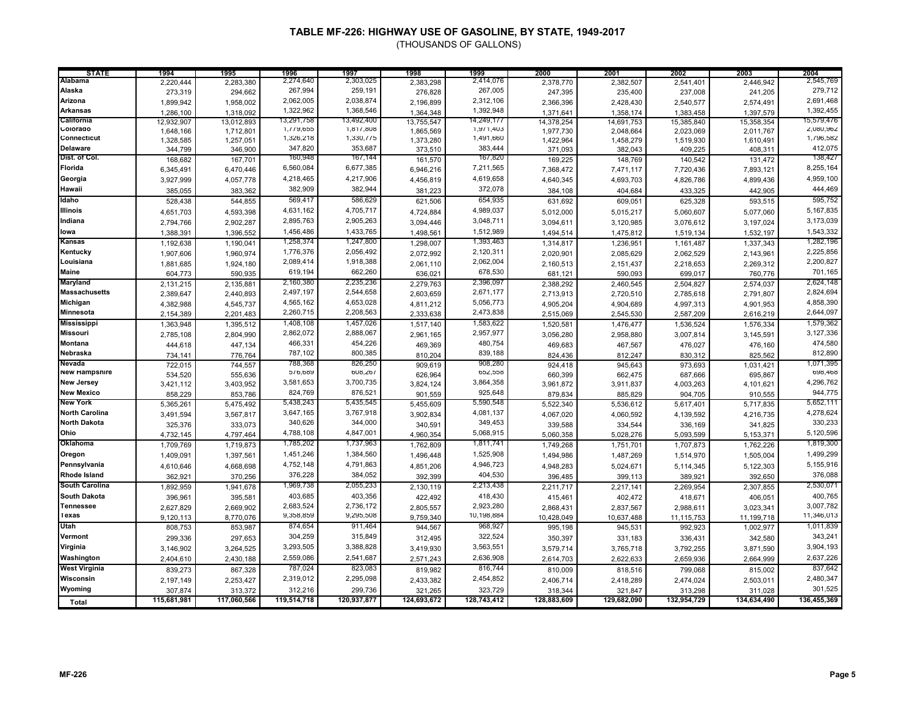# TABLE MF-226: HIGHWAY USE OF GASOLINE, BY STATE, 1949-2017

(THOUSANDS OF GALLONS)

| STATE | 1994 | 1995 | 1996 | 1997 | 1998 | 1999 | 2000 | 2001 | 2002 | 2003 | 2004 |
|---|---|---|---|---|---|---|---|---|---|---|---|
| Alabama | 2,220,444 | 2,283,380 | 2,274,640 | 2,303,025 | 2,383,298 | 2,414,076 | 2,378,770 | 2,382,507 | 2,541,401 | 2,446,942 | 2,545,769 |
| Alaska | 273,319 | 294,662 | 267,994 | 259,191 | 276,828 | 267,005 | 247,395 | 235,400 | 237,008 | 241,205 | 279,712 |
| Arizona | 1,899,942 | 1,958,002 | 2,062,005 | 2,038,874 | 2,196,899 | 2,312,106 | 2,366,396 | 2,428,430 | 2,540,577 | 2,574,491 | 2,691,468 |
| Arkansas | 1,286,100 | 1,318,092 | 1,322,962 | 1,368,546 | 1,364,348 | 1,392,948 | 1,371,641 | 1,358,174 | 1,383,458 | 1,397,579 | 1,392,455 |
| California | 12,932,907 | 13,012,893 | 13,291,758 | 13,492,400 | 13,755,547 | 14,249,177 | 14,378,254 | 14,691,753 | 15,385,840 | 15,358,354 | 15,579,476 |
| Colorado | 1,648,166 | 1,712,801 | 1,779,655 | 1,817,808 | 1,865,569 | 1,971,403 | 1,977,730 | 2,048,664 | 2,023,069 | 2,011,767 | 2,080,962 |
| Connecticut | 1,328,585 | 1,257,051 | 1,326,218 | 1,330,775 | 1,373,280 | 1,491,660 | 1,422,964 | 1,458,279 | 1,519,930 | 1,610,491 | 1,796,582 |
| Delaware | 344,799 | 346,900 | 347,820 | 353,687 | 373,510 | 383,444 | 371,093 | 382,043 | 409,225 | 408,311 | 412,075 |
| Dist. of Col. | 168,682 | 167,701 | 160,948 | 167,144 | 161,570 | 167,820 | 169,225 | 148,769 | 140,542 | 131,472 | 138,427 |
| Florida | 6,345,491 | 6,470,446 | 6,560,084 | 6,677,385 | 6,946,216 | 7,211,565 | 7,368,472 | 7,471,117 | 7,720,436 | 7,893,121 | 8,255,164 |
| Georgia | 3,927,999 | 4,057,778 | 4,218,465 | 4,217,906 | 4,456,819 | 4,619,658 | 4,640,345 | 4,693,703 | 4,826,786 | 4,899,436 | 4,959,100 |
| Hawaii | 385,055 | 383,362 | 382,909 | 382,944 | 381,223 | 372,078 | 384,108 | 404,684 | 433,325 | 442,905 | 444,469 |
| Idaho | 528,438 | 544,855 | 569,417 | 586,629 | 621,506 | 654,935 | 631,692 | 609,051 | 625,328 | 593,515 | 595,752 |
| Illinois | 4,651,703 | 4,593,398 | 4,631,162 | 4,705,717 | 4,724,884 | 4,989,037 | 5,012,000 | 5,015,217 | 5,060,607 | 5,077,060 | 5,167,835 |
| Indiana | 2,794,766 | 2,902,287 | 2,895,763 | 2,905,263 | 3,094,446 | 3,048,711 | 3,094,611 | 3,120,985 | 3,076,612 | 3,197,024 | 3,173,039 |
| Iowa | 1,388,391 | 1,396,552 | 1,456,486 | 1,433,765 | 1,498,561 | 1,512,989 | 1,494,514 | 1,475,812 | 1,519,134 | 1,532,197 | 1,543,332 |
| Kansas | 1,192,638 | 1,190,041 | 1,258,374 | 1,247,800 | 1,298,007 | 1,393,463 | 1,314,817 | 1,236,951 | 1,161,487 | 1,337,343 | 1,282,196 |
| Kentucky | 1,907,606 | 1,960,974 | 1,776,376 | 2,056,492 | 2,072,992 | 2,120,311 | 2,020,901 | 2,085,629 | 2,062,529 | 2,143,961 | 2,225,856 |
| Louisiana | 1,881,685 | 1,924,180 | 2,089,414 | 1,918,388 | 2,061,110 | 2,062,004 | 2,160,513 | 2,151,437 | 2,218,653 | 2,269,312 | 2,200,827 |
| Maine | 604,773 | 590,935 | 619,194 | 662,260 | 636,021 | 678,530 | 681,121 | 590,093 | 699,017 | 760,776 | 701,165 |
| Maryland | 2,131,215 | 2,135,881 | 2,160,380 | 2,235,236 | 2,279,763 | 2,396,097 | 2,388,292 | 2,460,545 | 2,504,827 | 2,574,037 | 2,624,148 |
| Massachusetts | 2,389,647 | 2,440,893 | 2,497,197 | 2,544,658 | 2,603,659 | 2,671,177 | 2,713,913 | 2,720,510 | 2,785,618 | 2,791,807 | 2,824,694 |
| Michigan | 4,382,988 | 4,545,737 | 4,565,162 | 4,653,028 | 4,811,212 | 5,056,773 | 4,905,204 | 4,904,689 | 4,997,313 | 4,901,953 | 4,858,390 |
| Minnesota | 2,154,389 | 2,201,483 | 2,260,715 | 2,208,563 | 2,333,638 | 2,473,838 | 2,515,069 | 2,545,530 | 2,587,209 | 2,616,219 | 2,644,097 |
| Mississippi | 1,363,948 | 1,395,512 | 1,408,108 | 1,457,026 | 1,517,140 | 1,583,622 | 1,520,581 | 1,476,477 | 1,536,524 | 1,576,334 | 1,579,362 |
| Missouri | 2,785,108 | 2,804,990 | 2,862,072 | 2,888,067 | 2,961,165 | 2,957,977 | 3,056,280 | 2,958,880 | 3,007,814 | 3,145,591 | 3,127,336 |
| Montana | 444,618 | 447,134 | 466,331 | 454,226 | 469,369 | 480,754 | 469,683 | 467,567 | 476,027 | 476,160 | 474,580 |
| Nebraska | 734,141 | 776,764 | 787,102 | 800,385 | 810,204 | 839,188 | 824,436 | 812,247 | 830,312 | 825,562 | 812,890 |
| Nevada | 722,015 | 744,557 | 788,368 | 826,250 | 909,619 | 908,280 | 924,418 | 945,643 | 973,693 | 1,031,421 | 1,071,395 |
| New Hampshire | 534,520 | 555,636 | 576,689 | 608,267 | 626,964 | 652,558 | 660,399 | 662,475 | 687,666 | 695,867 | 698,468 |
| New Jersey | 3,421,112 | 3,403,952 | 3,581,653 | 3,700,735 | 3,824,124 | 3,864,358 | 3,961,872 | 3,911,837 | 4,003,263 | 4,101,621 | 4,296,762 |
| New Mexico | 858,229 | 853,786 | 824,769 | 876,521 | 901,559 | 925,648 | 879,834 | 885,829 | 904,705 | 910,555 | 944,775 |
| New York | 5,365,261 | 5,475,492 | 5,438,243 | 5,435,545 | 5,455,609 | 5,590,548 | 5,522,340 | 5,536,612 | 5,617,401 | 5,717,835 | 5,652,111 |
| North Carolina | 3,491,594 | 3,567,817 | 3,647,165 | 3,767,918 | 3,902,834 | 4,081,137 | 4,067,020 | 4,060,592 | 4,139,592 | 4,216,735 | 4,278,624 |
| North Dakota | 325,376 | 333,073 | 340,626 | 344,000 | 340,591 | 349,453 | 339,588 | 334,544 | 336,169 | 341,825 | 330,233 |
| Ohio | 4,732,145 | 4,797,464 | 4,788,108 | 4,847,001 | 4,960,354 | 5,068,915 | 5,060,358 | 5,028,276 | 5,093,599 | 5,153,371 | 5,120,596 |
| Oklahoma | 1,709,769 | 1,719,873 | 1,785,202 | 1,737,963 | 1,762,809 | 1,811,741 | 1,749,268 | 1,751,701 | 1,707,873 | 1,762,226 | 1,819,300 |
| Oregon | 1,409,091 | 1,397,561 | 1,451,246 | 1,384,560 | 1,496,448 | 1,525,908 | 1,494,986 | 1,487,269 | 1,514,970 | 1,505,004 | 1,499,299 |
| Pennsylvania | 4,610,646 | 4,668,698 | 4,752,148 | 4,791,863 | 4,851,206 | 4,946,723 | 4,948,283 | 5,024,671 | 5,114,345 | 5,122,303 | 5,155,916 |
| Rhode Island | 362,921 | 370,256 | 376,228 | 384,052 | 392,399 | 404,530 | 396,485 | 399,113 | 389,921 | 392,650 | 376,088 |
| South Carolina | 1,892,959 | 1,941,678 | 1,969,738 | 2,055,233 | 2,130,119 | 2,213,438 | 2,211,717 | 2,217,141 | 2,269,954 | 2,307,855 | 2,530,071 |
| South Dakota | 396,961 | 395,581 | 403,685 | 403,356 | 422,492 | 418,430 | 415,461 | 402,472 | 418,671 | 406,051 | 400,765 |
| Tennessee | 2,627,829 | 2,669,902 | 2,683,524 | 2,736,172 | 2,805,557 | 2,923,280 | 2,868,431 | 2,837,567 | 2,988,611 | 3,023,341 | 3,007,782 |
| Texas | 9,120,113 | 8,770,076 | 9,358,859 | 9,295,508 | 9,759,340 | 10,198,884 | 10,428,049 | 10,637,488 | 11,115,753 | 11,199,718 | 11,346,013 |
| Utah | 808,753 | 853,987 | 874,654 | 911,464 | 944,567 | 968,927 | 995,198 | 945,531 | 992,923 | 1,002,977 | 1,011,839 |
| Vermont | 299,336 | 297,653 | 304,259 | 315,849 | 312,495 | 322,524 | 350,397 | 331,183 | 336,431 | 342,580 | 343,241 |
| Virginia | 3,146,902 | 3,264,525 | 3,293,505 | 3,388,828 | 3,419,930 | 3,563,551 | 3,579,714 | 3,765,718 | 3,792,255 | 3,871,590 | 3,904,193 |
| Washington | 2,404,610 | 2,430,188 | 2,559,086 | 2,541,687 | 2,571,243 | 2,636,908 | 2,614,703 | 2,622,633 | 2,659,936 | 2,664,999 | 2,637,226 |
| West Virginia | 839,273 | 867,328 | 787,024 | 823,083 | 819,982 | 816,744 | 810,009 | 818,516 | 799,068 | 815,002 | 837,642 |
| Wisconsin | 2,197,149 | 2,253,427 | 2,319,012 | 2,295,098 | 2,433,382 | 2,454,852 | 2,406,714 | 2,418,289 | 2,474,024 | 2,503,011 | 2,480,347 |
| Wyoming | 307,874 | 313,372 | 312,216 | 299,736 | 321,265 | 323,729 | 318,344 | 321,847 | 313,298 | 311,028 | 301,525 |
| Total | 115,681,981 | 117,060,566 | 119,514,718 | 120,937,877 | 124,693,672 | 128,743,412 | 128,883,609 | 129,682,090 | 132,954,729 | 134,634,490 | 136,455,369 |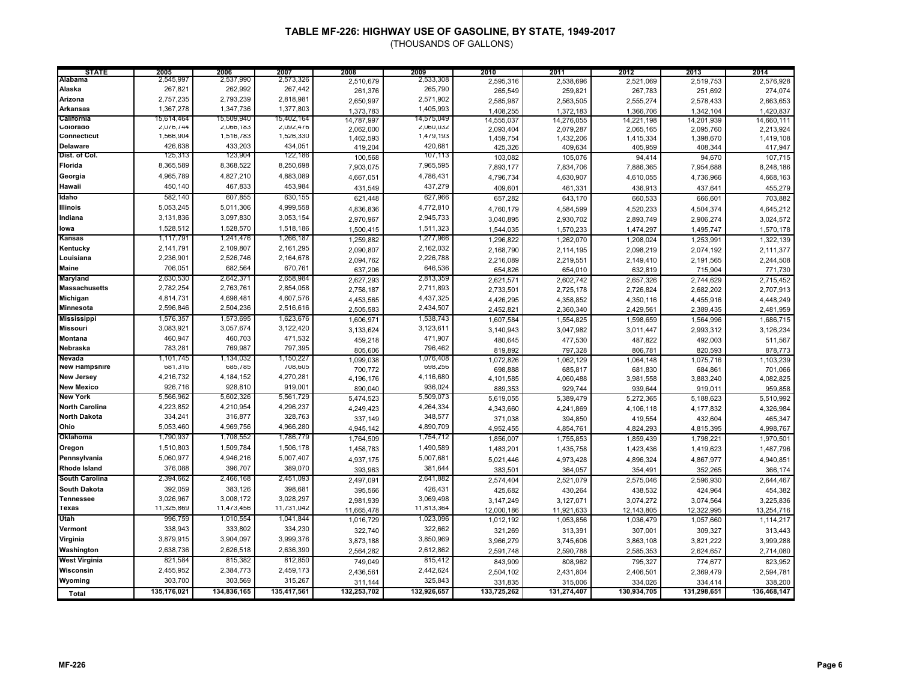# TABLE MF-226: HIGHWAY USE OF GASOLINE, BY STATE, 1949-2017

(THOUSANDS OF GALLONS)

| STATE | 2005 | 2006 | 2007 | 2008 | 2009 | 2010 | 2011 | 2012 | 2013 | 2014 |
|---|---|---|---|---|---|---|---|---|---|---|
| Alabama | 2,545,997 | 2,537,990 | 2,573,326 | 2,510,679 | 2,533,308 | 2,595,316 | 2,538,696 | 2,521,069 | 2,519,753 | 2,576,928 |
| Alaska | 267,821 | 262,992 | 267,442 | 261,376 | 265,790 | 265,549 | 259,821 | 267,783 | 251,692 | 274,074 |
| Arizona | 2,757,235 | 2,793,239 | 2,818,981 | 2,650,997 | 2,571,902 | 2,585,987 | 2,563,505 | 2,555,274 | 2,578,433 | 2,663,653 |
| Arkansas | 1,367,278 | 1,347,736 | 1,377,803 | 1,373,783 | 1,405,993 | 1,408,255 | 1,372,183 | 1,366,706 | 1,342,104 | 1,420,837 |
| California | 15,614,464 | 15,509,940 | 15,402,164 | 14,787,997 | 14,575,049 | 14,555,037 | 14,276,055 | 14,221,198 | 14,201,939 | 14,660,111 |
| Colorado | 2,076,744 | 2,066,183 | 2,092,476 | 2,062,000 | 2,060,032 | 2,093,404 | 2,079,287 | 2,065,165 | 2,095,760 | 2,213,924 |
| Connecticut | 1,566,904 | 1,516,783 | 1,526,330 | 1,462,593 | 1,479,193 | 1,459,754 | 1,432,206 | 1,415,334 | 1,398,670 | 1,419,108 |
| Delaware | 426,638 | 433,203 | 434,051 | 419,204 | 420,681 | 425,326 | 409,634 | 405,959 | 408,344 | 417,947 |
| Dist. of Col. | 125,313 | 123,904 | 122,186 | 100,568 | 107,113 | 103,082 | 105,076 | 94,414 | 94,670 | 107,715 |
| Florida | 8,365,589 | 8,368,522 | 8,250,698 | 7,903,075 | 7,965,595 | 7,893,177 | 7,834,706 | 7,886,365 | 7,954,688 | 8,248,186 |
| Georgia | 4,965,789 | 4,827,210 | 4,883,089 | 4,667,051 | 4,786,431 | 4,796,734 | 4,630,907 | 4,610,055 | 4,736,966 | 4,668,163 |
| Hawaii | 450,140 | 467,833 | 453,984 | 431,549 | 437,279 | 409,601 | 461,331 | 436,913 | 437,641 | 455,279 |
| Idaho | 582,140 | 607,855 | 630,155 | 621,448 | 627,966 | 657,282 | 643,170 | 660,533 | 666,601 | 703,882 |
| Illinois | 5,053,245 | 5,011,306 | 4,999,558 | 4,836,836 | 4,772,810 | 4,760,179 | 4,584,599 | 4,520,233 | 4,504,374 | 4,645,212 |
| Indiana | 3,131,836 | 3,097,830 | 3,053,154 | 2,970,967 | 2,945,733 | 3,040,895 | 2,930,702 | 2,893,749 | 2,906,274 | 3,024,572 |
| Iowa | 1,528,512 | 1,528,570 | 1,518,186 | 1,500,415 | 1,511,323 | 1,544,035 | 1,570,233 | 1,474,297 | 1,495,747 | 1,570,178 |
| Kansas | 1,117,791 | 1,241,476 | 1,266,187 | 1,259,882 | 1,277,966 | 1,296,822 | 1,262,070 | 1,208,024 | 1,253,991 | 1,322,139 |
| Kentucky | 2,141,791 | 2,109,807 | 2,161,295 | 2,090,807 | 2,162,032 | 2,168,790 | 2,114,195 | 2,098,219 | 2,074,192 | 2,111,377 |
| Louisiana | 2,236,901 | 2,526,746 | 2,164,678 | 2,094,762 | 2,226,788 | 2,216,089 | 2,219,551 | 2,149,410 | 2,191,565 | 2,244,508 |
| Maine | 706,051 | 682,564 | 670,761 | 637,206 | 646,536 | 654,826 | 654,010 | 632,819 | 715,904 | 771,730 |
| Maryland | 2,630,530 | 2,642,371 | 2,658,984 | 2,627,293 | 2,813,359 | 2,621,571 | 2,602,742 | 2,657,326 | 2,744,629 | 2,715,452 |
| Massachusetts | 2,782,254 | 2,763,761 | 2,854,058 | 2,758,187 | 2,711,893 | 2,733,501 | 2,725,178 | 2,726,824 | 2,682,202 | 2,707,913 |
| Michigan | 4,814,731 | 4,698,481 | 4,607,576 | 4,453,565 | 4,437,325 | 4,426,295 | 4,358,852 | 4,350,116 | 4,455,916 | 4,448,249 |
| Minnesota | 2,596,846 | 2,504,236 | 2,516,616 | 2,505,583 | 2,434,507 | 2,452,821 | 2,360,340 | 2,429,561 | 2,389,435 | 2,481,959 |
| Mississippi | 1,576,357 | 1,573,695 | 1,623,676 | 1,606,971 | 1,538,743 | 1,607,584 | 1,554,825 | 1,598,659 | 1,564,996 | 1,686,715 |
| Missouri | 3,083,921 | 3,057,674 | 3,122,420 | 3,133,624 | 3,123,611 | 3,140,943 | 3,047,982 | 3,011,447 | 2,993,312 | 3,126,234 |
| Montana | 460,947 | 460,703 | 471,532 | 459,218 | 471,907 | 480,645 | 477,530 | 487,822 | 492,003 | 511,567 |
| Nebraska | 783,281 | 769,987 | 797,395 | 805,606 | 796,462 | 819,892 | 797,328 | 806,781 | 820,593 | 878,773 |
| Nevada | 1,101,745 | 1,134,032 | 1,150,227 | 1,099,038 | 1,076,408 | 1,072,826 | 1,062,129 | 1,064,148 | 1,075,716 | 1,103,239 |
| New Hampshire | 681,316 | 685,785 | 708,605 | 700,772 | 698,256 | 698,888 | 685,817 | 681,830 | 684,861 | 701,066 |
| New Jersey | 4,216,732 | 4,184,152 | 4,270,281 | 4,196,176 | 4,116,680 | 4,101,585 | 4,060,488 | 3,981,558 | 3,883,240 | 4,082,825 |
| New Mexico | 926,716 | 928,810 | 919,001 | 890,040 | 936,024 | 889,353 | 929,744 | 939,644 | 919,011 | 959,858 |
| New York | 5,566,962 | 5,602,326 | 5,561,729 | 5,474,523 | 5,509,073 | 5,619,055 | 5,389,479 | 5,272,365 | 5,188,623 | 5,510,992 |
| North Carolina | 4,223,852 | 4,210,954 | 4,296,237 | 4,249,423 | 4,264,334 | 4,343,660 | 4,241,869 | 4,106,118 | 4,177,832 | 4,326,984 |
| North Dakota | 334,241 | 316,877 | 328,763 | 337,149 | 348,577 | 371,038 | 394,850 | 419,554 | 432,604 | 465,347 |
| Ohio | 5,053,460 | 4,969,756 | 4,966,280 | 4,945,142 | 4,890,709 | 4,952,455 | 4,854,761 | 4,824,293 | 4,815,395 | 4,998,767 |
| Oklahoma | 1,790,937 | 1,708,552 | 1,786,779 | 1,764,509 | 1,754,712 | 1,856,007 | 1,755,853 | 1,859,439 | 1,798,221 | 1,970,501 |
| Oregon | 1,510,803 | 1,509,784 | 1,506,178 | 1,458,783 | 1,490,589 | 1,483,201 | 1,435,758 | 1,423,436 | 1,419,623 | 1,487,796 |
| Pennsylvania | 5,060,977 | 4,946,216 | 5,007,407 | 4,937,175 | 5,007,681 | 5,021,446 | 4,973,428 | 4,896,324 | 4,867,977 | 4,940,851 |
| Rhode Island | 376,088 | 396,707 | 389,070 | 393,963 | 381,644 | 383,501 | 364,057 | 354,491 | 352,265 | 366,174 |
| South Carolina | 2,394,662 | 2,466,168 | 2,451,093 | 2,497,091 | 2,641,882 | 2,574,404 | 2,521,079 | 2,575,046 | 2,596,930 | 2,644,467 |
| South Dakota | 392,059 | 383,126 | 398,681 | 395,566 | 426,431 | 425,682 | 430,264 | 438,532 | 424,964 | 454,382 |
| Tennessee | 3,026,967 | 3,008,172 | 3,028,297 | 2,981,939 | 3,069,498 | 3,147,249 | 3,127,071 | 3,074,272 | 3,074,564 | 3,225,836 |
| Texas | 11,325,869 | 11,473,456 | 11,731,042 | 11,665,478 | 11,813,364 | 12,000,186 | 11,921,633 | 12,143,805 | 12,322,995 | 13,254,716 |
| Utah | 996,759 | 1,010,554 | 1,041,844 | 1,016,729 | 1,023,096 | 1,012,192 | 1,053,856 | 1,036,479 | 1,057,660 | 1,114,217 |
| Vermont | 338,943 | 333,802 | 334,230 | 322,740 | 322,662 | 321,269 | 313,391 | 307,001 | 309,327 | 313,443 |
| Virginia | 3,879,915 | 3,904,097 | 3,999,376 | 3,873,188 | 3,850,969 | 3,966,279 | 3,745,606 | 3,863,108 | 3,821,222 | 3,999,288 |
| Washington | 2,638,736 | 2,626,518 | 2,636,390 | 2,564,282 | 2,612,862 | 2,591,748 | 2,590,788 | 2,585,353 | 2,624,657 | 2,714,080 |
| West Virginia | 821,584 | 815,382 | 812,850 | 749,049 | 815,412 | 843,909 | 808,962 | 795,327 | 774,677 | 823,952 |
| Wisconsin | 2,455,952 | 2,384,773 | 2,459,173 | 2,436,561 | 2,442,624 | 2,504,102 | 2,431,804 | 2,406,501 | 2,369,479 | 2,594,781 |
| Wyoming | 303,700 | 303,569 | 315,267 | 311,144 | 325,843 | 331,835 | 315,006 | 334,026 | 334,414 | 338,200 |
| Total | 135,176,021 | 134,836,165 | 135,417,561 | 132,253,702 | 132,926,657 | 133,725,262 | 131,274,407 | 130,934,705 | 131,298,651 | 136,468,147 |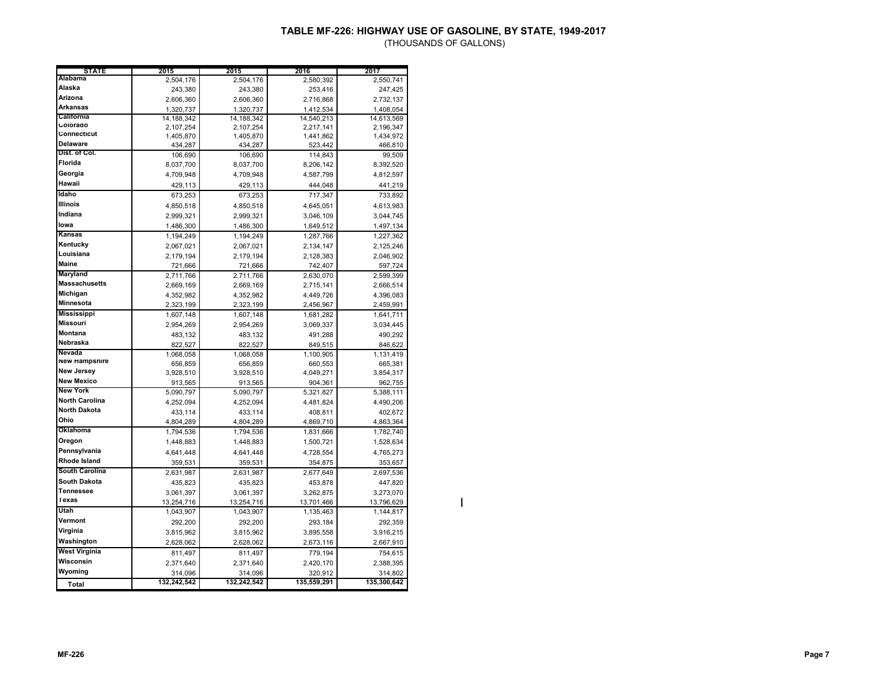# TABLE MF-226: HIGHWAY USE OF GASOLINE, BY STATE, 1949-2017

(THOUSANDS OF GALLONS)

| STATE | 2015 | 2015 | 2016 | 2017 |
|---|---|---|---|---|
| Alabama | 2,504,176 | 2,504,176 | 2,580,392 | 2,550,741 |
| Alaska | 243,380 | 243,380 | 253,416 | 247,425 |
| Arizona | 2,606,360 | 2,606,360 | 2,716,868 | 2,732,137 |
| Arkansas | 1,320,737 | 1,320,737 | 1,412,534 | 1,408,054 |
| California | 14,188,342 | 14,188,342 | 14,540,213 | 14,613,569 |
| Colorado | 2,107,254 | 2,107,254 | 2,217,141 | 2,196,347 |
| Connecticut | 1,405,870 | 1,405,870 | 1,441,862 | 1,434,972 |
| Delaware | 434,287 | 434,287 | 523,442 | 466,810 |
| Dist. of Col. | 106,690 | 106,690 | 114,843 | 99,509 |
| Florida | 8,037,700 | 8,037,700 | 8,206,142 | 8,392,520 |
| Georgia | 4,709,948 | 4,709,948 | 4,587,799 | 4,812,597 |
| Hawaii | 429,113 | 429,113 | 444,048 | 441,219 |
| Idaho | 673,253 | 673,253 | 717,347 | 733,892 |
| Illinois | 4,850,518 | 4,850,518 | 4,645,051 | 4,613,983 |
| Indiana | 2,999,321 | 2,999,321 | 3,046,109 | 3,044,745 |
| Iowa | 1,486,300 | 1,486,300 | 1,649,512 | 1,497,134 |
| Kansas | 1,194,249 | 1,194,249 | 1,287,766 | 1,227,362 |
| Kentucky | 2,067,021 | 2,067,021 | 2,134,147 | 2,125,246 |
| Louisiana | 2,179,194 | 2,179,194 | 2,128,383 | 2,046,902 |
| Maine | 721,666 | 721,666 | 742,407 | 597,724 |
| Maryland | 2,711,766 | 2,711,766 | 2,630,070 | 2,599,399 |
| Massachusetts | 2,669,169 | 2,669,169 | 2,715,141 | 2,666,514 |
| Michigan | 4,352,982 | 4,352,982 | 4,449,726 | 4,396,083 |
| Minnesota | 2,323,199 | 2,323,199 | 2,456,967 | 2,459,991 |
| Mississippi | 1,607,148 | 1,607,148 | 1,681,282 | 1,641,711 |
| Missouri | 2,954,269 | 2,954,269 | 3,069,337 | 3,034,445 |
| Montana | 483,132 | 483,132 | 491,288 | 490,292 |
| Nebraska | 822,527 | 822,527 | 849,515 | 846,622 |
| Nevada | 1,068,058 | 1,068,058 | 1,100,905 | 1,131,419 |
| New Hampshire | 656,859 | 656,859 | 660,553 | 665,381 |
| New Jersey | 3,928,510 | 3,928,510 | 4,049,271 | 3,854,317 |
| New Mexico | 913,565 | 913,565 | 904,361 | 962,755 |
| New York | 5,090,797 | 5,090,797 | 5,321,827 | 5,388,111 |
| North Carolina | 4,252,094 | 4,252,094 | 4,481,824 | 4,490,206 |
| North Dakota | 433,114 | 433,114 | 408,811 | 402,672 |
| Ohio | 4,804,289 | 4,804,289 | 4,869,710 | 4,863,364 |
| Oklahoma | 1,794,536 | 1,794,536 | 1,831,666 | 1,782,740 |
| Oregon | 1,448,883 | 1,448,883 | 1,500,721 | 1,528,634 |
| Pennsylvania | 4,641,448 | 4,641,448 | 4,728,554 | 4,765,273 |
| Rhode Island | 359,531 | 359,531 | 354,875 | 353,657 |
| South Carolina | 2,631,987 | 2,631,987 | 2,677,649 | 2,697,536 |
| South Dakota | 435,823 | 435,823 | 453,878 | 447,820 |
| Tennessee | 3,061,397 | 3,061,397 | 3,262,875 | 3,273,070 |
| Texas | 13,254,716 | 13,254,716 | 13,701,466 | 13,796,629 |
| Utah | 1,043,907 | 1,043,907 | 1,135,463 | 1,144,817 |
| Vermont | 292,200 | 292,200 | 293,184 | 292,359 |
| Virginia | 3,815,962 | 3,815,962 | 3,895,558 | 3,916,215 |
| Washington | 2,628,062 | 2,628,062 | 2,673,116 | 2,667,910 |
| West Virginia | 811,497 | 811,497 | 779,194 | 754,615 |
| Wisconsin | 2,371,640 | 2,371,640 | 2,420,170 | 2,388,395 |
| Wyoming | 314,096 | 314,096 | 320,912 | 314,802 |
| Total | 132,242,542 | 132,242,542 | 135,559,291 | 135,300,642 |